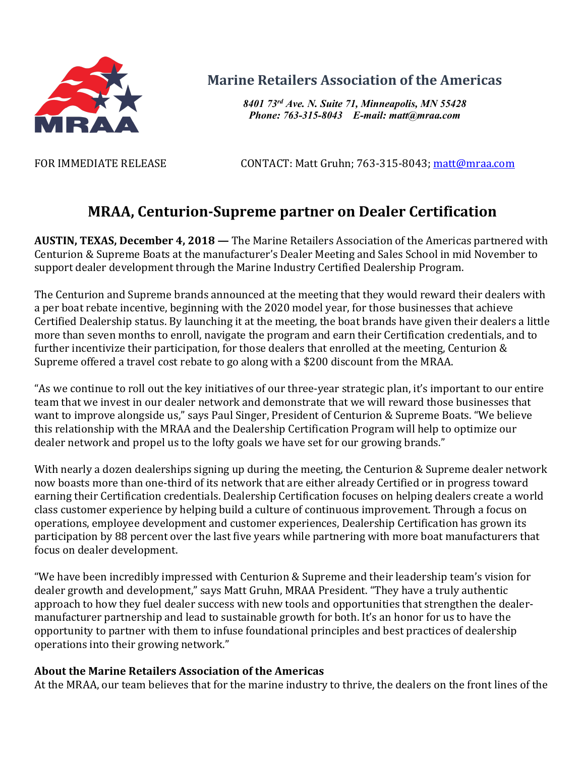**Marine Retailers Association of the Americas**

*8401 73rd Ave. N. Suite 71, Minneapolis, MN 55428*
*Phone: 763-315-8043 E-mail: matt@mraa.com*

FOR IMMEDIATE RELEASE CONTACT: Matt Gruhn; 763-315-8043; matt@mraa.com

# MRAA, Centurion-Supreme partner on Dealer Certification

**AUSTIN, TEXAS, December 4, 2018 —** The Marine Retailers Association of the Americas partnered with Centurion & Supreme Boats at the manufacturer's Dealer Meeting and Sales School in mid November to support dealer development through the Marine Industry Certified Dealership Program.

The Centurion and Supreme brands announced at the meeting that they would reward their dealers with a per boat rebate incentive, beginning with the 2020 model year, for those businesses that achieve Certified Dealership status. By launching it at the meeting, the boat brands have given their dealers a little more than seven months to enroll, navigate the program and earn their Certification credentials, and to further incentivize their participation, for those dealers that enrolled at the meeting, Centurion & Supreme offered a travel cost rebate to go along with a $200 discount from the MRAA.

"As we continue to roll out the key initiatives of our three-year strategic plan, it's important to our entire team that we invest in our dealer network and demonstrate that we will reward those businesses that want to improve alongside us," says Paul Singer, President of Centurion & Supreme Boats. "We believe this relationship with the MRAA and the Dealership Certification Program will help to optimize our dealer network and propel us to the lofty goals we have set for our growing brands."

With nearly a dozen dealerships signing up during the meeting, the Centurion & Supreme dealer network now boasts more than one-third of its network that are either already Certified or in progress toward earning their Certification credentials. Dealership Certification focuses on helping dealers create a world class customer experience by helping build a culture of continuous improvement. Through a focus on operations, employee development and customer experiences, Dealership Certification has grown its participation by 88 percent over the last five years while partnering with more boat manufacturers that focus on dealer development.

"We have been incredibly impressed with Centurion & Supreme and their leadership team's vision for dealer growth and development," says Matt Gruhn, MRAA President. "They have a truly authentic approach to how they fuel dealer success with new tools and opportunities that strengthen the dealer-manufacturer partnership and lead to sustainable growth for both. It's an honor for us to have the opportunity to partner with them to infuse foundational principles and best practices of dealership operations into their growing network."

**About the Marine Retailers Association of the Americas**

At the MRAA, our team believes that for the marine industry to thrive, the dealers on the front lines of the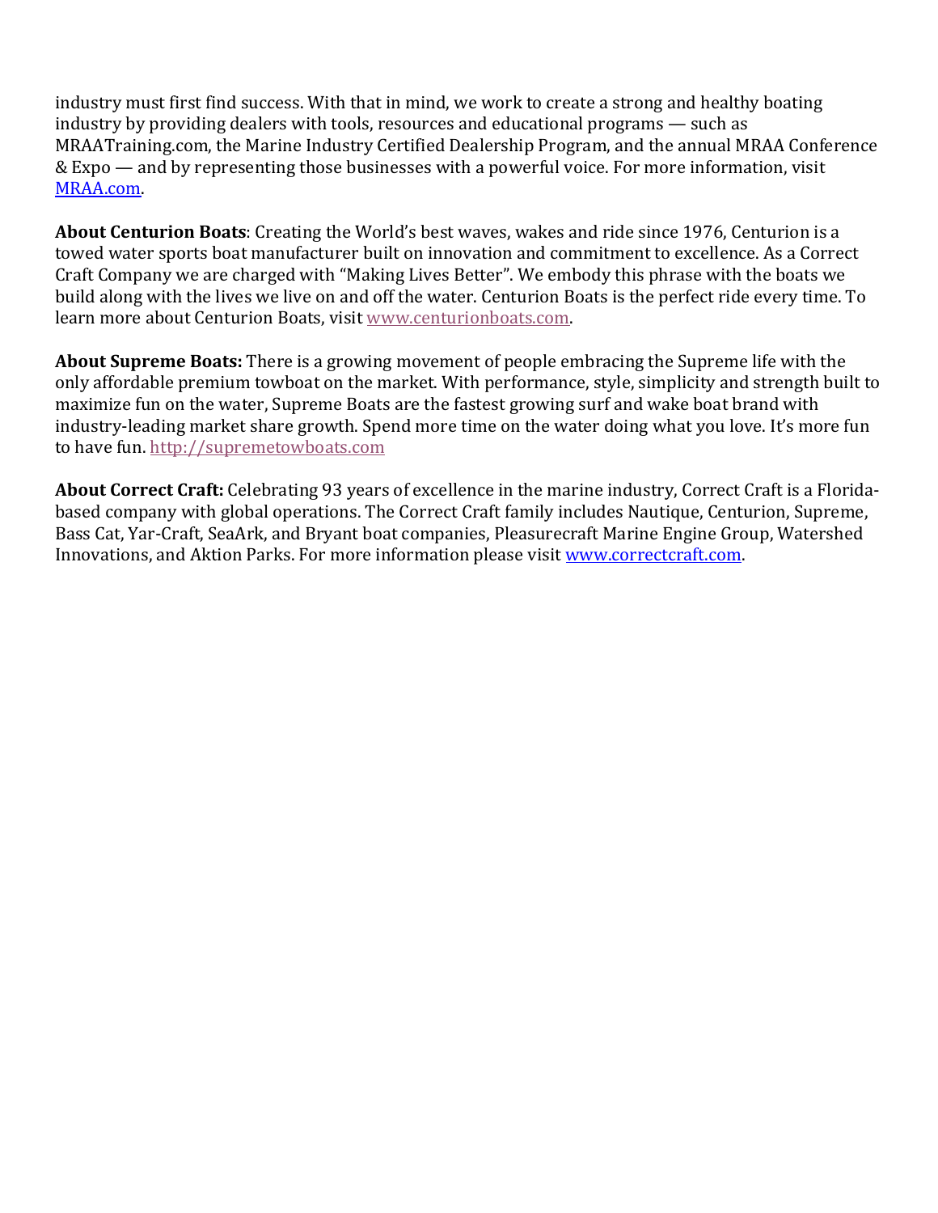industry must first find success. With that in mind, we work to create a strong and healthy boating industry by providing dealers with tools, resources and educational programs — such as MRAATraining.com, the Marine Industry Certified Dealership Program, and the annual MRAA Conference & Expo — and by representing those businesses with a powerful voice. For more information, visit [MRAA.com](http://MRAA.com).

**About Centurion Boats**: Creating the World's best waves, wakes and ride since 1976, Centurion is a towed water sports boat manufacturer built on innovation and commitment to excellence. As a Correct Craft Company we are charged with "Making Lives Better". We embody this phrase with the boats we build along with the lives we live on and off the water. Centurion Boats is the perfect ride every time. To learn more about Centurion Boats, visit [www.centurionboats.com](http://www.centurionboats.com).

**About Supreme Boats:** There is a growing movement of people embracing the Supreme life with the only affordable premium towboat on the market. With performance, style, simplicity and strength built to maximize fun on the water, Supreme Boats are the fastest growing surf and wake boat brand with industry-leading market share growth. Spend more time on the water doing what you love. It's more fun to have fun. [http://supremetowboats.com](http://supremetowboats.com)

**About Correct Craft:** Celebrating 93 years of excellence in the marine industry, Correct Craft is a Florida-based company with global operations. The Correct Craft family includes Nautique, Centurion, Supreme, Bass Cat, Yar-Craft, SeaArk, and Bryant boat companies, Pleasurecraft Marine Engine Group, Watershed Innovations, and Aktion Parks. For more information please visit [www.correctcraft.com](http://www.correctcraft.com).